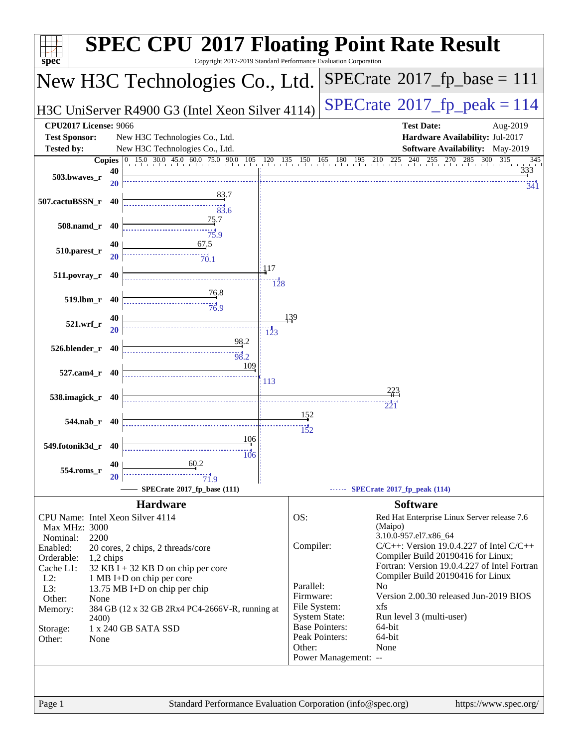# SPEC CPU 2017 Floating Point Rate Result

Copyright 2017-2019 Standard Performance Evaluation Corporation

## New H3C Technologies Co., Ltd.

H3C UniServer R4900 G3 (Intel Xeon Silver 4114)

SPECrate 2017_fp_base = 111

SPECrate 2017_fp_peak = 114

| | | | |
|---|---|---|---|
| **CPU2017 License:** | 9066 | **Test Date:** | Aug-2019 |
| **Test Sponsor:** | New H3C Technologies Co., Ltd. | **Hardware Availability:** | Jul-2017 |
| **Tested by:** | New H3C Technologies Co., Ltd. | **Software Availability:** | May-2019 |

| Benchmark | Copies (base) | Base | Copies (peak) | Peak |
|---|---|---|---|---|
| 503.bwaves_r | 40 | 333 | 20 | 341 |
| 507.cactuBSSN_r | 40 | 83.7 | 40 | 83.6 |
| 508.namd_r | 40 | 75.7 | 40 | 75.9 |
| 510.parest_r | 40 | 67.5 | 20 | 70.1 |
| 511.povray_r | 40 | 117 | 40 | 128 |
| 519.lbm_r | 40 | 76.8 | 40 | 76.9 |
| 521.wrf_r | 40 | 139 | 20 | 123 |
| 526.blender_r | 40 | 98.2 | 40 | 98.2 |
| 527.cam4_r | 40 | 109 | 40 | 113 |
| 538.imagick_r | 40 | 223 | 40 | 221 |
| 544.nab_r | 40 | 152 | 40 | 152 |
| 549.fotonik3d_r | 40 | 106 | 40 | 106 |
| 554.roms_r | 40 | 60.2 | 20 | 71.9 |

SPECrate 2017_fp_base (111) — SPECrate 2017_fp_peak (114)

### Hardware

- **CPU Name:** Intel Xeon Silver 4114
- **Max MHz:** 3000
- **Nominal:** 2200
- **Enabled:** 20 cores, 2 chips, 2 threads/core
- **Orderable:** 1,2 chips
- **Cache L1:** 32 KB I + 32 KB D on chip per core
- **L2:** 1 MB I+D on chip per core
- **L3:** 13.75 MB I+D on chip per chip
- **Other:** None
- **Memory:** 384 GB (12 x 32 GB 2Rx4 PC4-2666V-R, running at 2400)
- **Storage:** 1 x 240 GB SATA SSD
- **Other:** None

### Software

- **OS:** Red Hat Enterprise Linux Server release 7.6 (Maipo) 3.10.0-957.el7.x86_64
- **Compiler:** C/C++: Version 19.0.4.227 of Intel C/C++ Compiler Build 20190416 for Linux; Fortran: Version 19.0.4.227 of Intel Fortran Compiler Build 20190416 for Linux
- **Parallel:** No
- **Firmware:** Version 2.00.30 released Jun-2019 BIOS
- **File System:** xfs
- **System State:** Run level 3 (multi-user)
- **Base Pointers:** 64-bit
- **Peak Pointers:** 64-bit
- **Other:** None
- **Power Management:** --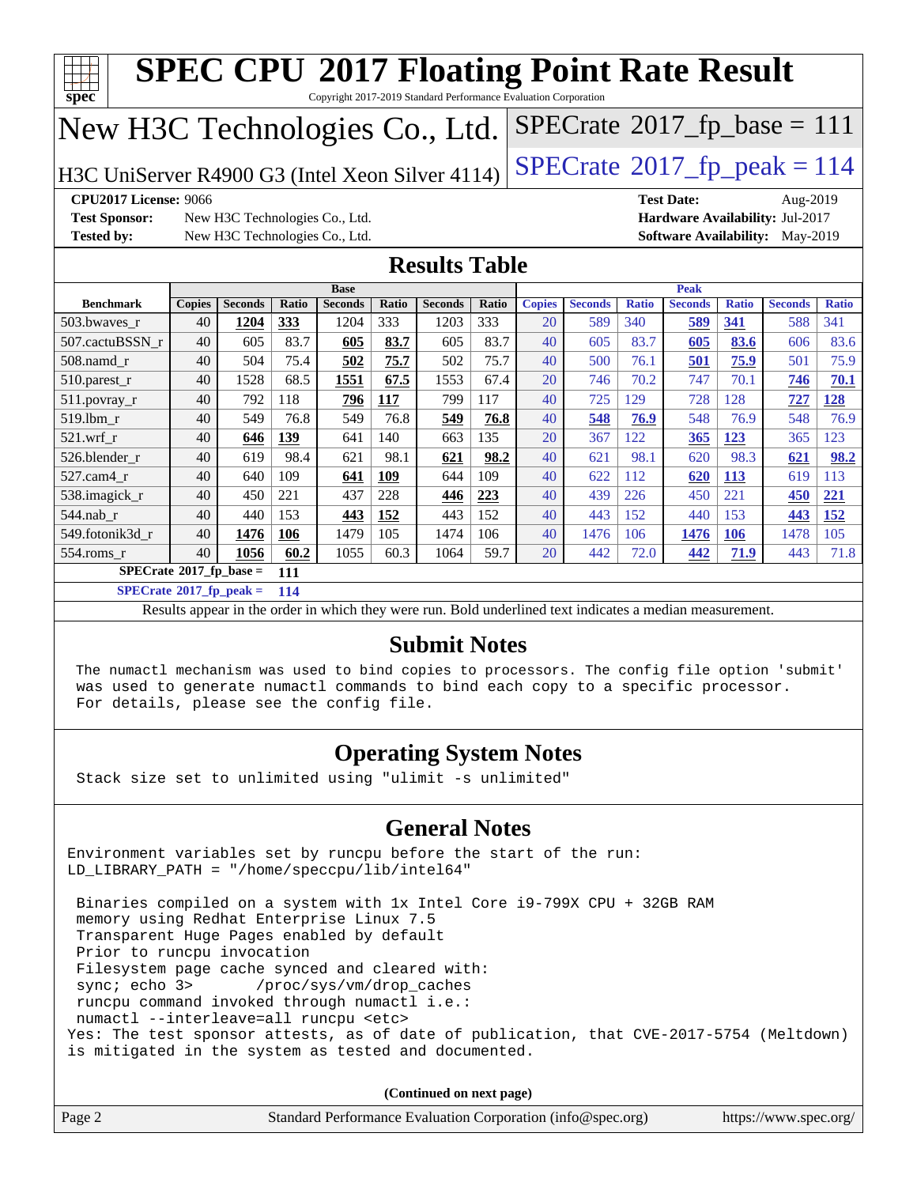# SPEC CPU 2017 Floating Point Rate Result

Copyright 2017-2019 Standard Performance Evaluation Corporation

## New H3C Technologies Co., Ltd.

H3C UniServer R4900 G3 (Intel Xeon Silver 4114)

SPECrate 2017_fp_base = 111

SPECrate 2017_fp_peak = 114

**CPU2017 License:** 9066
**Test Sponsor:** New H3C Technologies Co., Ltd.
**Tested by:** New H3C Technologies Co., Ltd.
**Test Date:** Aug-2019
**Hardware Availability:** Jul-2017
**Software Availability:** May-2019

## Results Table

| Benchmark | Base | | | | | | | Peak | | | | | | |
|---|---|---|---|---|---|---|---|---|---|---|---|---|---|---|
| | Copies | Seconds | Ratio | Seconds | Ratio | Seconds | Ratio | Copies | Seconds | Ratio | Seconds | Ratio | Seconds | Ratio |
| 503.bwaves_r | 40 | **1204** | **333** | 1204 | 333 | 1203 | 333 | 20 | 589 | 340 | **589** | **341** | 588 | 341 |
| 507.cactuBSSN_r | 40 | 605 | 83.7 | **605** | **83.7** | 605 | 83.7 | 40 | 605 | 83.7 | **605** | **83.6** | 606 | 83.6 |
| 508.namd_r | 40 | 504 | 75.4 | **502** | **75.7** | 502 | 75.7 | 40 | 500 | 76.1 | **501** | **75.9** | 501 | 75.9 |
| 510.parest_r | 40 | 1528 | 68.5 | **1551** | **67.5** | 1553 | 67.4 | 20 | 746 | 70.2 | 747 | 70.1 | **746** | **70.1** |
| 511.povray_r | 40 | 792 | 118 | **796** | **117** | 799 | 117 | 40 | 725 | 129 | 728 | 128 | **727** | **128** |
| 519.lbm_r | 40 | 549 | 76.8 | 549 | 76.8 | **549** | **76.8** | 40 | **548** | **76.9** | 548 | 76.9 | 548 | 76.9 |
| 521.wrf_r | 40 | **646** | **139** | 641 | 140 | 663 | 135 | 20 | 367 | 122 | **365** | **123** | 365 | 123 |
| 526.blender_r | 40 | 619 | 98.4 | 621 | 98.1 | **621** | **98.2** | 40 | 621 | 98.1 | 620 | 98.3 | **621** | **98.2** |
| 527.cam4_r | 40 | 640 | 109 | **641** | **109** | 644 | 109 | 40 | 622 | 112 | **620** | **113** | 619 | 113 |
| 538.imagick_r | 40 | 450 | 221 | 437 | 228 | **446** | **223** | 40 | 439 | 226 | 450 | 221 | **450** | **221** |
| 544.nab_r | 40 | 440 | 153 | **443** | **152** | 443 | 152 | 40 | 443 | 152 | 440 | 153 | **443** | **152** |
| 549.fotonik3d_r | 40 | **1476** | **106** | 1479 | 105 | 1474 | 106 | 40 | 1476 | 106 | **1476** | **106** | 1478 | 105 |
| 554.roms_r | 40 | **1056** | **60.2** | 1055 | 60.3 | 1064 | 59.7 | 20 | 442 | 72.0 | **442** | **71.9** | 443 | 71.8 |

**SPECrate 2017_fp_base = 111**

**SPECrate 2017_fp_peak = 114**

Results appear in the order in which they were run. Bold underlined text indicates a median measurement.

## Submit Notes

```
The numactl mechanism was used to bind copies to processors. The config file option 'submit'
was used to generate numactl commands to bind each copy to a specific processor.
For details, please see the config file.
```

## Operating System Notes

```
Stack size set to unlimited using "ulimit -s unlimited"
```

## General Notes

```
Environment variables set by runcpu before the start of the run:
LD_LIBRARY_PATH = "/home/speccpu/lib/intel64"

 Binaries compiled on a system with 1x Intel Core i9-799X CPU + 32GB RAM
 memory using Redhat Enterprise Linux 7.5
 Transparent Huge Pages enabled by default
 Prior to runcpu invocation
 Filesystem page cache synced and cleared with:
 sync; echo 3>       /proc/sys/vm/drop_caches
 runcpu command invoked through numactl i.e.:
 numactl --interleave=all runcpu <etc>
Yes: The test sponsor attests, as of date of publication, that CVE-2017-5754 (Meltdown)
is mitigated in the system as tested and documented.
```

(Continued on next page)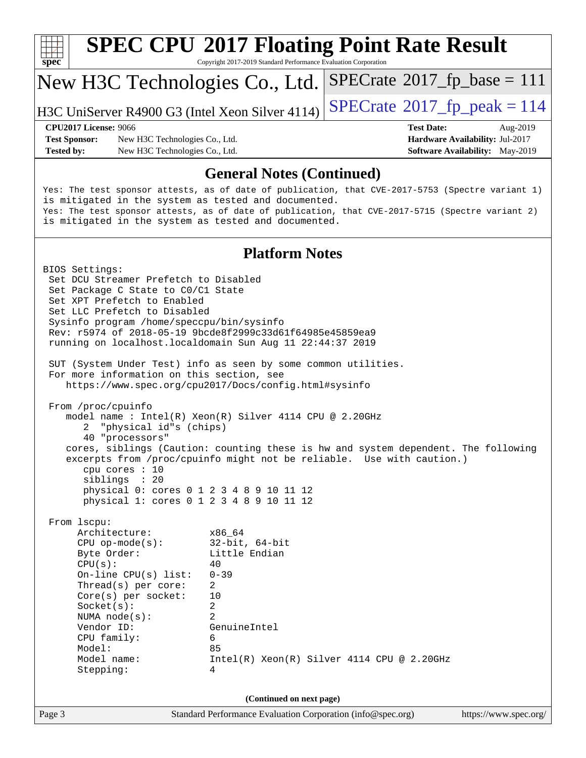## General Notes (Continued)

Yes: The test sponsor attests, as of date of publication, that CVE-2017-5753 (Spectre variant 1) is mitigated in the system as tested and documented.
Yes: The test sponsor attests, as of date of publication, that CVE-2017-5715 (Spectre variant 2) is mitigated in the system as tested and documented.

## Platform Notes

```
BIOS Settings:
 Set DCU Streamer Prefetch to Disabled
 Set Package C State to C0/C1 State
 Set XPT Prefetch to Enabled
 Set LLC Prefetch to Disabled
 Sysinfo program /home/speccpu/bin/sysinfo
 Rev: r5974 of 2018-05-19 9bcde8f2999c33d61f64985e45859ea9
 running on localhost.localdomain Sun Aug 11 22:44:37 2019

 SUT (System Under Test) info as seen by some common utilities.
 For more information on this section, see
    https://www.spec.org/cpu2017/Docs/config.html#sysinfo

 From /proc/cpuinfo
    model name : Intel(R) Xeon(R) Silver 4114 CPU @ 2.20GHz
       2  "physical id"s (chips)
       40 "processors"
    cores, siblings (Caution: counting these is hw and system dependent. The following
    excerpts from /proc/cpuinfo might not be reliable.  Use with caution.)
       cpu cores : 10
       siblings  : 20
       physical 0: cores 0 1 2 3 4 8 9 10 11 12
       physical 1: cores 0 1 2 3 4 8 9 10 11 12

 From lscpu:
      Architecture:          x86_64
      CPU op-mode(s):        32-bit, 64-bit
      Byte Order:            Little Endian
      CPU(s):                40
      On-line CPU(s) list:   0-39
      Thread(s) per core:    2
      Core(s) per socket:    10
      Socket(s):             2
      NUMA node(s):          2
      Vendor ID:             GenuineIntel
      CPU family:            6
      Model:                 85
      Model name:            Intel(R) Xeon(R) Silver 4114 CPU @ 2.20GHz
      Stepping:              4
```

(Continued on next page)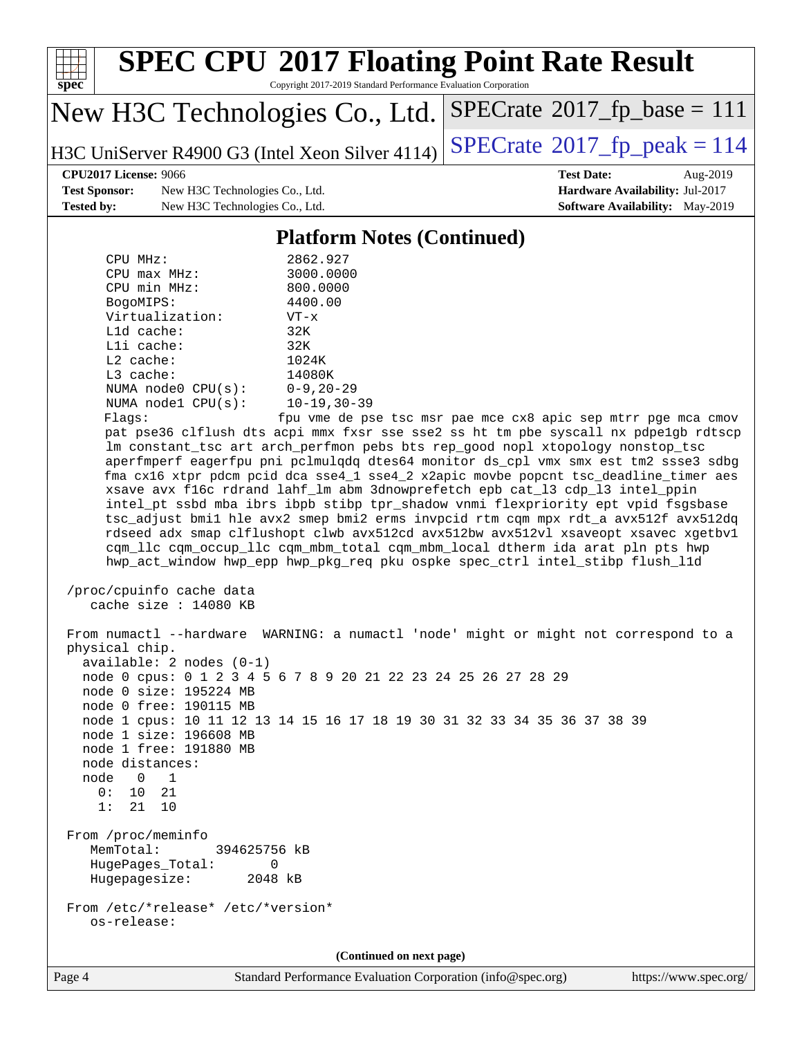## Platform Notes (Continued)

```
    CPU MHz:                 2862.927
    CPU max MHz:             3000.0000
    CPU min MHz:             800.0000
    BogoMIPS:                4400.00
    Virtualization:          VT-x
    L1d cache:               32K
    L1i cache:               32K
    L2 cache:                1024K
    L3 cache:                14080K
    NUMA node0 CPU(s):       0-9,20-29
    NUMA node1 CPU(s):       10-19,30-39
    Flags:                   fpu vme de pse tsc msr pae mce cx8 apic sep mtrr pge mca cmov
    pat pse36 clflush dts acpi mmx fxsr sse sse2 ss ht tm pbe syscall nx pdpe1gb rdtscp
    lm constant_tsc art arch_perfmon pebs bts rep_good nopl xtopology nonstop_tsc
    aperfmperf eagerfpu pni pclmulqdq dtes64 monitor ds_cpl vmx smx est tm2 ssse3 sdbg
    fma cx16 xtpr pdcm pcid dca sse4_1 sse4_2 x2apic movbe popcnt tsc_deadline_timer aes
    xsave avx f16c rdrand lahf_lm abm 3dnowprefetch epb cat_l3 cdp_l3 intel_ppin
    intel_pt ssbd mba ibrs ibpb stibp tpr_shadow vnmi flexpriority ept vpid fsgsbase
    tsc_adjust bmi1 hle avx2 smep bmi2 erms invpcid rtm cqm mpx rdt_a avx512f avx512dq
    rdseed adx smap clflushopt clwb avx512cd avx512bw avx512vl xsaveopt xsavec xgetbv1
    cqm_llc cqm_occup_llc cqm_mbm_total cqm_mbm_local dtherm ida arat pln pts hwp
    hwp_act_window hwp_epp hwp_pkg_req pku ospke spec_ctrl intel_stibp flush_l1d

 /proc/cpuinfo cache data
    cache size : 14080 KB

 From numactl --hardware  WARNING: a numactl 'node' might or might not correspond to a
 physical chip.
   available: 2 nodes (0-1)
   node 0 cpus: 0 1 2 3 4 5 6 7 8 9 20 21 22 23 24 25 26 27 28 29
   node 0 size: 195224 MB
   node 0 free: 190115 MB
   node 1 cpus: 10 11 12 13 14 15 16 17 18 19 30 31 32 33 34 35 36 37 38 39
   node 1 size: 196608 MB
   node 1 free: 191880 MB
   node distances:
   node   0   1
     0:  10  21
     1:  21  10

 From /proc/meminfo
    MemTotal:       394625756 kB
    HugePages_Total:       0
    Hugepagesize:       2048 kB

 From /etc/*release* /etc/*version*
    os-release:
```

(Continued on next page)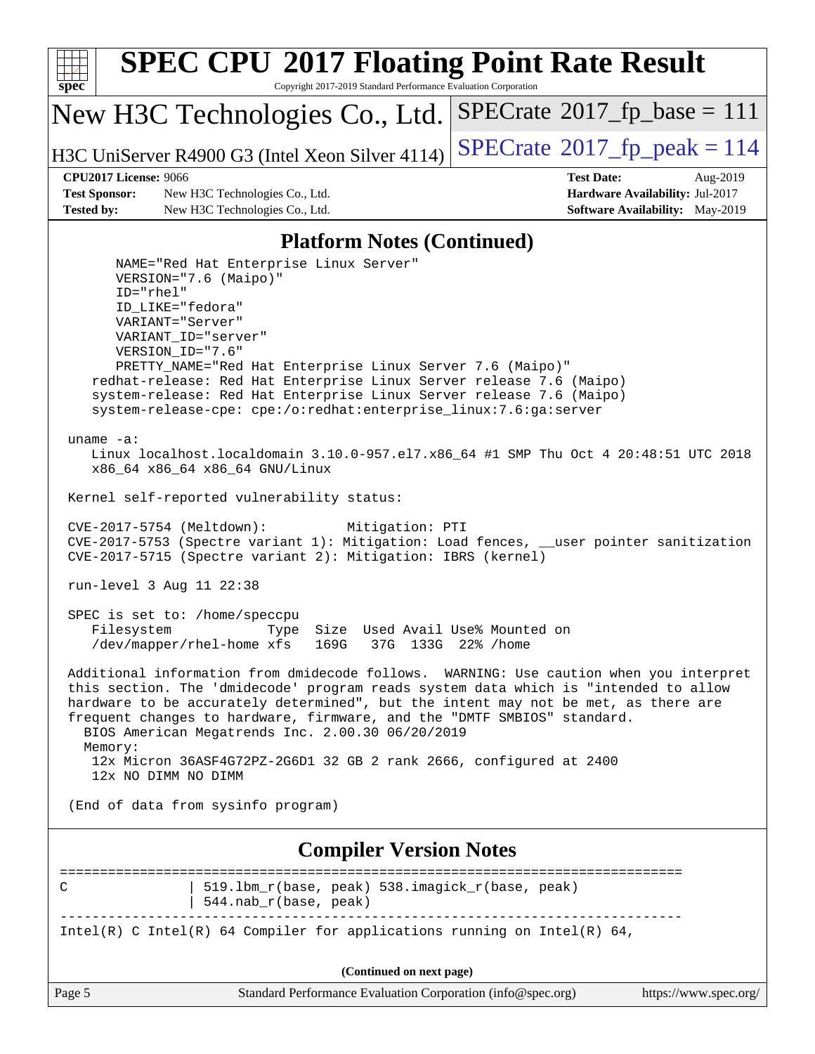## Platform Notes (Continued)

```
      NAME="Red Hat Enterprise Linux Server"
      VERSION="7.6 (Maipo)"
      ID="rhel"
      ID_LIKE="fedora"
      VARIANT="Server"
      VARIANT_ID="server"
      VERSION_ID="7.6"
      PRETTY_NAME="Red Hat Enterprise Linux Server 7.6 (Maipo)"
   redhat-release: Red Hat Enterprise Linux Server release 7.6 (Maipo)
   system-release: Red Hat Enterprise Linux Server release 7.6 (Maipo)
   system-release-cpe: cpe:/o:redhat:enterprise_linux:7.6:ga:server

uname -a:
   Linux localhost.localdomain 3.10.0-957.el7.x86_64 #1 SMP Thu Oct 4 20:48:51 UTC 2018
   x86_64 x86_64 x86_64 GNU/Linux

Kernel self-reported vulnerability status:

CVE-2017-5754 (Meltdown):          Mitigation: PTI
CVE-2017-5753 (Spectre variant 1): Mitigation: Load fences, __user pointer sanitization
CVE-2017-5715 (Spectre variant 2): Mitigation: IBRS (kernel)

run-level 3 Aug 11 22:38

SPEC is set to: /home/speccpu
   Filesystem            Type  Size  Used Avail Use% Mounted on
   /dev/mapper/rhel-home xfs   169G   37G  133G  22% /home

Additional information from dmidecode follows.  WARNING: Use caution when you interpret
this section. The 'dmidecode' program reads system data which is "intended to allow
hardware to be accurately determined", but the intent may not be met, as there are
frequent changes to hardware, firmware, and the "DMTF SMBIOS" standard.
  BIOS American Megatrends Inc. 2.00.30 06/20/2019
  Memory:
   12x Micron 36ASF4G72PZ-2G6D1 32 GB 2 rank 2666, configured at 2400
   12x NO DIMM NO DIMM

(End of data from sysinfo program)
```

## Compiler Version Notes

```
==============================================================================
C               | 519.lbm_r(base, peak) 538.imagick_r(base, peak)
                | 544.nab_r(base, peak)
------------------------------------------------------------------------------
Intel(R) C Intel(R) 64 Compiler for applications running on Intel(R) 64,
```

(Continued on next page)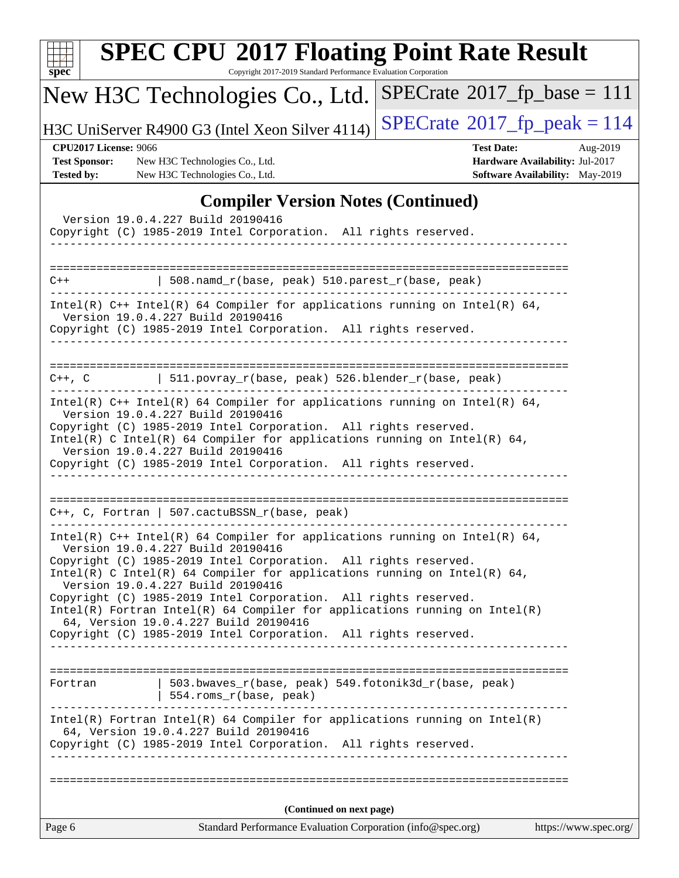## Compiler Version Notes (Continued)

```
  Version 19.0.4.227 Build 20190416
Copyright (C) 1985-2019 Intel Corporation.  All rights reserved.
------------------------------------------------------------------------------

==============================================================================
C++             | 508.namd_r(base, peak) 510.parest_r(base, peak)
------------------------------------------------------------------------------
Intel(R) C++ Intel(R) 64 Compiler for applications running on Intel(R) 64,
  Version 19.0.4.227 Build 20190416
Copyright (C) 1985-2019 Intel Corporation.  All rights reserved.
------------------------------------------------------------------------------

==============================================================================
C++, C          | 511.povray_r(base, peak) 526.blender_r(base, peak)
------------------------------------------------------------------------------
Intel(R) C++ Intel(R) 64 Compiler for applications running on Intel(R) 64,
  Version 19.0.4.227 Build 20190416
Copyright (C) 1985-2019 Intel Corporation.  All rights reserved.
Intel(R) C Intel(R) 64 Compiler for applications running on Intel(R) 64,
  Version 19.0.4.227 Build 20190416
Copyright (C) 1985-2019 Intel Corporation.  All rights reserved.
------------------------------------------------------------------------------

==============================================================================
C++, C, Fortran | 507.cactuBSSN_r(base, peak)
------------------------------------------------------------------------------
Intel(R) C++ Intel(R) 64 Compiler for applications running on Intel(R) 64,
  Version 19.0.4.227 Build 20190416
Copyright (C) 1985-2019 Intel Corporation.  All rights reserved.
Intel(R) C Intel(R) 64 Compiler for applications running on Intel(R) 64,
  Version 19.0.4.227 Build 20190416
Copyright (C) 1985-2019 Intel Corporation.  All rights reserved.
Intel(R) Fortran Intel(R) 64 Compiler for applications running on Intel(R)
  64, Version 19.0.4.227 Build 20190416
Copyright (C) 1985-2019 Intel Corporation.  All rights reserved.
------------------------------------------------------------------------------

==============================================================================
Fortran         | 503.bwaves_r(base, peak) 549.fotonik3d_r(base, peak)
                | 554.roms_r(base, peak)
------------------------------------------------------------------------------
Intel(R) Fortran Intel(R) 64 Compiler for applications running on Intel(R)
  64, Version 19.0.4.227 Build 20190416
Copyright (C) 1985-2019 Intel Corporation.  All rights reserved.
------------------------------------------------------------------------------

==============================================================================
```

**(Continued on next page)**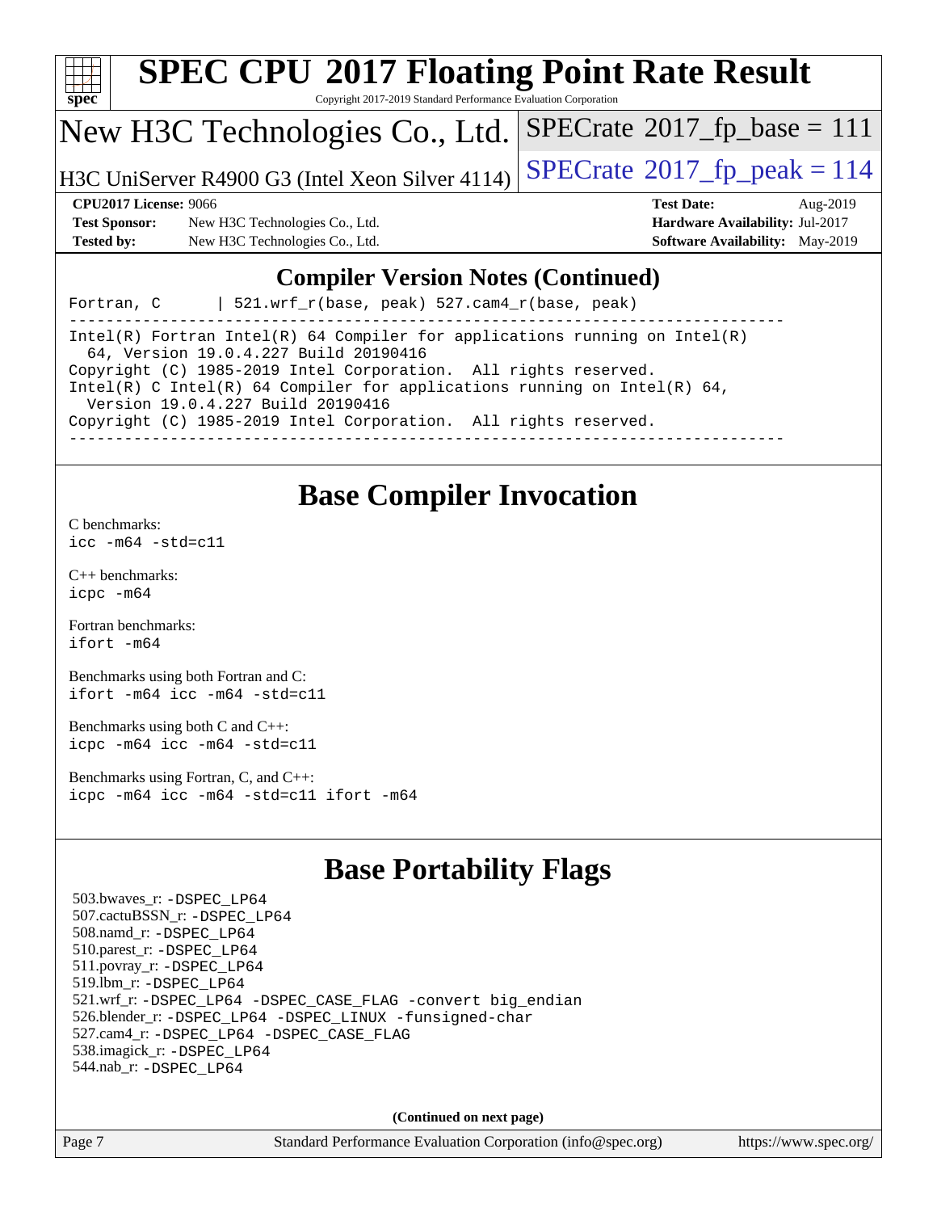# SPEC CPU 2017 Floating Point Rate Result

Copyright 2017-2019 Standard Performance Evaluation Corporation

## New H3C Technologies Co., Ltd.

H3C UniServer R4900 G3 (Intel Xeon Silver 4114)

SPECrate 2017_fp_base = 111

SPECrate 2017_fp_peak = 114

**CPU2017 License:** 9066
**Test Sponsor:** New H3C Technologies Co., Ltd.
**Tested by:** New H3C Technologies Co., Ltd.

**Test Date:** Aug-2019
**Hardware Availability:** Jul-2017
**Software Availability:** May-2019

## Compiler Version Notes (Continued)

```
Fortran, C      | 521.wrf_r(base, peak) 527.cam4_r(base, peak)
------------------------------------------------------------------------------
Intel(R) Fortran Intel(R) 64 Compiler for applications running on Intel(R)
  64, Version 19.0.4.227 Build 20190416
Copyright (C) 1985-2019 Intel Corporation.  All rights reserved.
Intel(R) C Intel(R) 64 Compiler for applications running on Intel(R) 64,
  Version 19.0.4.227 Build 20190416
Copyright (C) 1985-2019 Intel Corporation.  All rights reserved.
------------------------------------------------------------------------------
```

## Base Compiler Invocation

C benchmarks:
`icc -m64 -std=c11`

C++ benchmarks:
`icpc -m64`

Fortran benchmarks:
`ifort -m64`

Benchmarks using both Fortran and C:
`ifort -m64 icc -m64 -std=c11`

Benchmarks using both C and C++:
`icpc -m64 icc -m64 -std=c11`

Benchmarks using Fortran, C, and C++:
`icpc -m64 icc -m64 -std=c11 ifort -m64`

## Base Portability Flags

503.bwaves_r: `-DSPEC_LP64`
507.cactuBSSN_r: `-DSPEC_LP64`
508.namd_r: `-DSPEC_LP64`
510.parest_r: `-DSPEC_LP64`
511.povray_r: `-DSPEC_LP64`
519.lbm_r: `-DSPEC_LP64`
521.wrf_r: `-DSPEC_LP64 -DSPEC_CASE_FLAG -convert big_endian`
526.blender_r: `-DSPEC_LP64 -DSPEC_LINUX -funsigned-char`
527.cam4_r: `-DSPEC_LP64 -DSPEC_CASE_FLAG`
538.imagick_r: `-DSPEC_LP64`
544.nab_r: `-DSPEC_LP64`

**(Continued on next page)**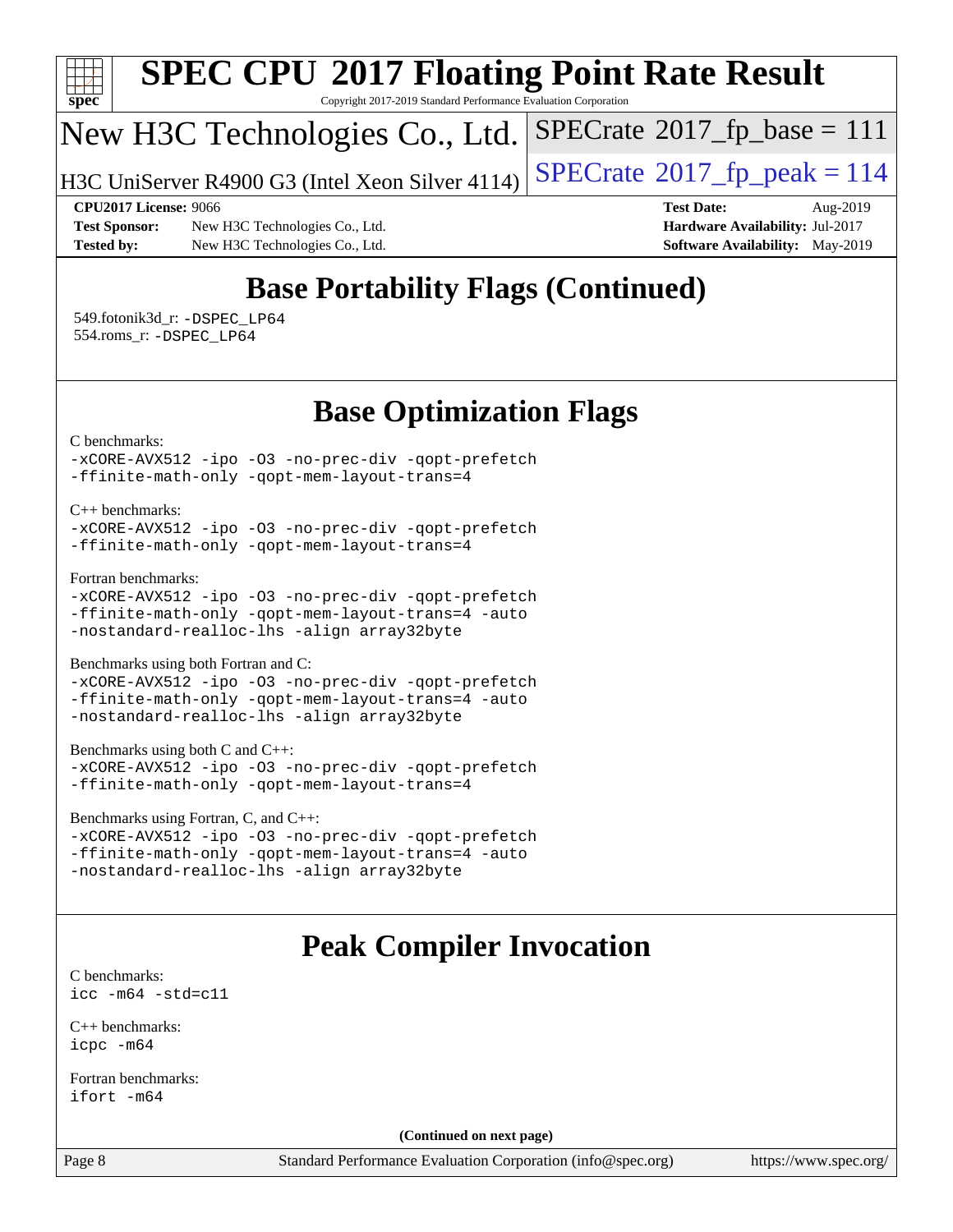# SPEC CPU 2017 Floating Point Rate Result

Copyright 2017-2019 Standard Performance Evaluation Corporation

## New H3C Technologies Co., Ltd.

H3C UniServer R4900 G3 (Intel Xeon Silver 4114)

SPECrate 2017_fp_base = 111

SPECrate 2017_fp_peak = 114

**CPU2017 License:** 9066
**Test Sponsor:** New H3C Technologies Co., Ltd.
**Tested by:** New H3C Technologies Co., Ltd.
**Test Date:** Aug-2019
**Hardware Availability:** Jul-2017
**Software Availability:** May-2019

## Base Portability Flags (Continued)

549.fotonik3d_r: `-DSPEC_LP64`
554.roms_r: `-DSPEC_LP64`

## Base Optimization Flags

C benchmarks:
```
-xCORE-AVX512 -ipo -O3 -no-prec-div -qopt-prefetch
-ffinite-math-only -qopt-mem-layout-trans=4
```

C++ benchmarks:
```
-xCORE-AVX512 -ipo -O3 -no-prec-div -qopt-prefetch
-ffinite-math-only -qopt-mem-layout-trans=4
```

Fortran benchmarks:
```
-xCORE-AVX512 -ipo -O3 -no-prec-div -qopt-prefetch
-ffinite-math-only -qopt-mem-layout-trans=4 -auto
-nostandard-realloc-lhs -align array32byte
```

Benchmarks using both Fortran and C:
```
-xCORE-AVX512 -ipo -O3 -no-prec-div -qopt-prefetch
-ffinite-math-only -qopt-mem-layout-trans=4 -auto
-nostandard-realloc-lhs -align array32byte
```

Benchmarks using both C and C++:
```
-xCORE-AVX512 -ipo -O3 -no-prec-div -qopt-prefetch
-ffinite-math-only -qopt-mem-layout-trans=4
```

Benchmarks using Fortran, C, and C++:
```
-xCORE-AVX512 -ipo -O3 -no-prec-div -qopt-prefetch
-ffinite-math-only -qopt-mem-layout-trans=4 -auto
-nostandard-realloc-lhs -align array32byte
```

## Peak Compiler Invocation

C benchmarks:
```
icc -m64 -std=c11
```

C++ benchmarks:
```
icpc -m64
```

Fortran benchmarks:
```
ifort -m64
```

**(Continued on next page)**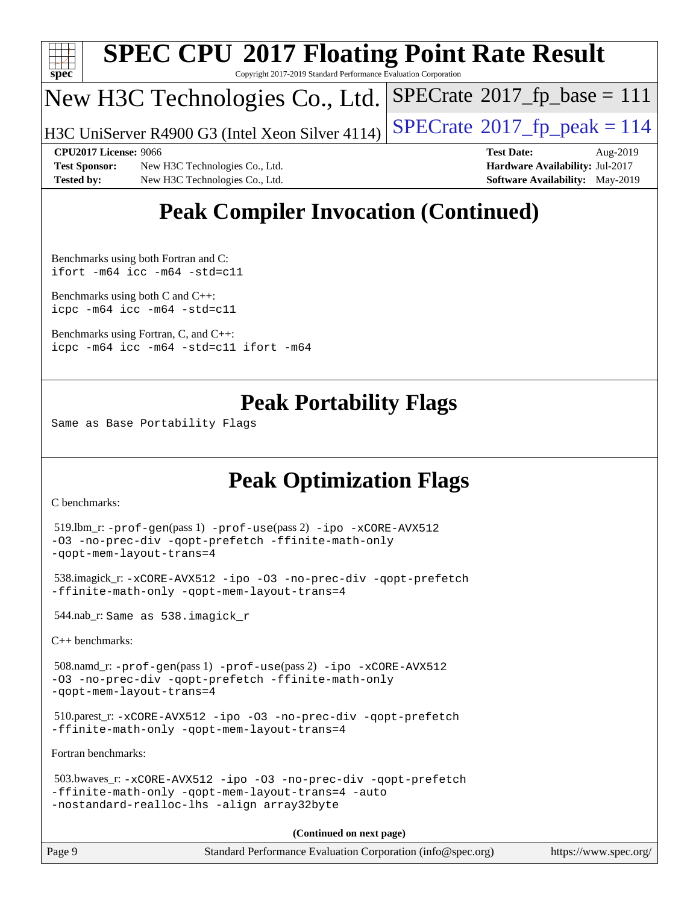# Peak Compiler Invocation (Continued)

Benchmarks using both Fortran and C:
```
ifort -m64 icc -m64 -std=c11
```

Benchmarks using both C and C++:
```
icpc -m64 icc -m64 -std=c11
```

Benchmarks using Fortran, C, and C++:
```
icpc -m64 icc -m64 -std=c11 ifort -m64
```

# Peak Portability Flags

Same as Base Portability Flags

# Peak Optimization Flags

C benchmarks:

519.lbm_r: `-prof-gen`(pass 1) `-prof-use`(pass 2) `-ipo -xCORE-AVX512 -O3 -no-prec-div -qopt-prefetch -ffinite-math-only -qopt-mem-layout-trans=4`

538.imagick_r: `-xCORE-AVX512 -ipo -O3 -no-prec-div -qopt-prefetch -ffinite-math-only -qopt-mem-layout-trans=4`

544.nab_r: `Same as 538.imagick_r`

C++ benchmarks:

508.namd_r: `-prof-gen`(pass 1) `-prof-use`(pass 2) `-ipo -xCORE-AVX512 -O3 -no-prec-div -qopt-prefetch -ffinite-math-only -qopt-mem-layout-trans=4`

510.parest_r: `-xCORE-AVX512 -ipo -O3 -no-prec-div -qopt-prefetch -ffinite-math-only -qopt-mem-layout-trans=4`

Fortran benchmarks:

503.bwaves_r: `-xCORE-AVX512 -ipo -O3 -no-prec-div -qopt-prefetch -ffinite-math-only -qopt-mem-layout-trans=4 -auto -nostandard-realloc-lhs -align array32byte`

**(Continued on next page)**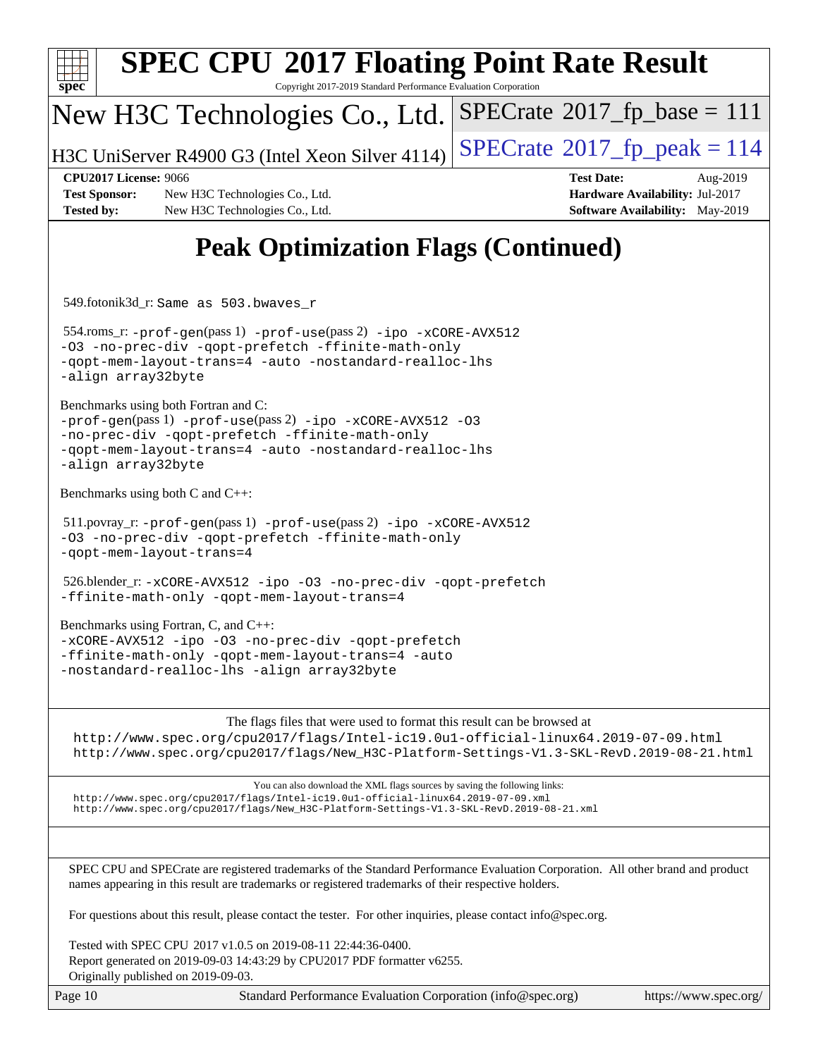# SPEC CPU 2017 Floating Point Rate Result

Copyright 2017-2019 Standard Performance Evaluation Corporation

New H3C Technologies Co., Ltd.

H3C UniServer R4900 G3 (Intel Xeon Silver 4114)

SPECrate 2017_fp_base = 111

SPECrate 2017_fp_peak = 114

**CPU2017 License:** 9066
**Test Sponsor:** New H3C Technologies Co., Ltd.
**Tested by:** New H3C Technologies Co., Ltd.

**Test Date:** Aug-2019
**Hardware Availability:** Jul-2017
**Software Availability:** May-2019

## Peak Optimization Flags (Continued)

549.fotonik3d_r: `Same as 503.bwaves_r`

554.roms_r: `-prof-gen`(pass 1) `-prof-use`(pass 2) `-ipo -xCORE-AVX512 -O3 -no-prec-div -qopt-prefetch -ffinite-math-only -qopt-mem-layout-trans=4 -auto -nostandard-realloc-lhs -align array32byte`

Benchmarks using both Fortran and C:
`-prof-gen`(pass 1) `-prof-use`(pass 2) `-ipo -xCORE-AVX512 -O3 -no-prec-div -qopt-prefetch -ffinite-math-only -qopt-mem-layout-trans=4 -auto -nostandard-realloc-lhs -align array32byte`

Benchmarks using both C and C++:

511.povray_r: `-prof-gen`(pass 1) `-prof-use`(pass 2) `-ipo -xCORE-AVX512 -O3 -no-prec-div -qopt-prefetch -ffinite-math-only -qopt-mem-layout-trans=4`

526.blender_r: `-xCORE-AVX512 -ipo -O3 -no-prec-div -qopt-prefetch -ffinite-math-only -qopt-mem-layout-trans=4`

Benchmarks using Fortran, C, and C++:
`-xCORE-AVX512 -ipo -O3 -no-prec-div -qopt-prefetch -ffinite-math-only -qopt-mem-layout-trans=4 -auto -nostandard-realloc-lhs -align array32byte`

The flags files that were used to format this result can be browsed at
http://www.spec.org/cpu2017/flags/Intel-ic19.0u1-official-linux64.2019-07-09.html
http://www.spec.org/cpu2017/flags/New_H3C-Platform-Settings-V1.3-SKL-RevD.2019-08-21.html

You can also download the XML flags sources by saving the following links:
http://www.spec.org/cpu2017/flags/Intel-ic19.0u1-official-linux64.2019-07-09.xml
http://www.spec.org/cpu2017/flags/New_H3C-Platform-Settings-V1.3-SKL-RevD.2019-08-21.xml

SPEC CPU and SPECrate are registered trademarks of the Standard Performance Evaluation Corporation. All other brand and product names appearing in this result are trademarks or registered trademarks of their respective holders.

For questions about this result, please contact the tester. For other inquiries, please contact info@spec.org.

Tested with SPEC CPU 2017 v1.0.5 on 2019-08-11 22:44:36-0400.
Report generated on 2019-09-03 14:43:29 by CPU2017 PDF formatter v6255.
Originally published on 2019-09-03.